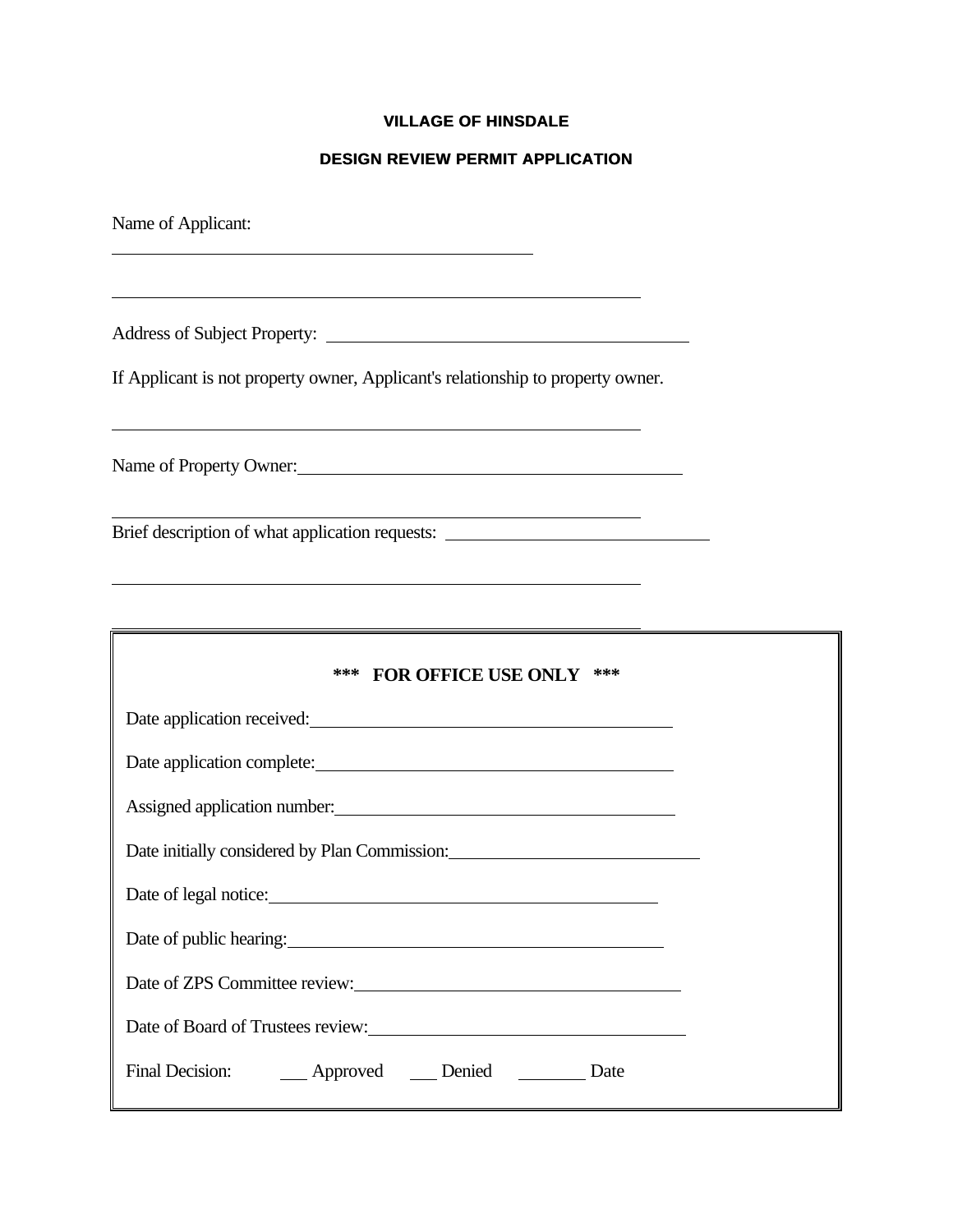# VILLAGE OF HINSDALE

## DESIGN REVIEW PERMIT APPLICATION

Name of Applicant:

______________________________________________

______________________________________________

Address of Subject Property: ______________________________________________

If Applicant is not property owner, Applicant's relationship to property owner.

______________________________________________

Name of Property Owner: ______________________________________________

______________________________________________

Brief description of what application requests: ______________________________

______________________________________________

______________________________________________

**\*\*\* FOR OFFICE USE ONLY \*\*\***

Date application received: ______________________________________________

Date application complete: ______________________________________________

Assigned application number: ______________________________________________

Date initially considered by Plan Commission: ______________________________

Date of legal notice: ______________________________________________

Date of public hearing: ______________________________________________

Date of ZPS Committee review: ______________________________________________

Date of Board of Trustees review: ______________________________________________

Final Decision: ___ Approved ___ Denied ________ Date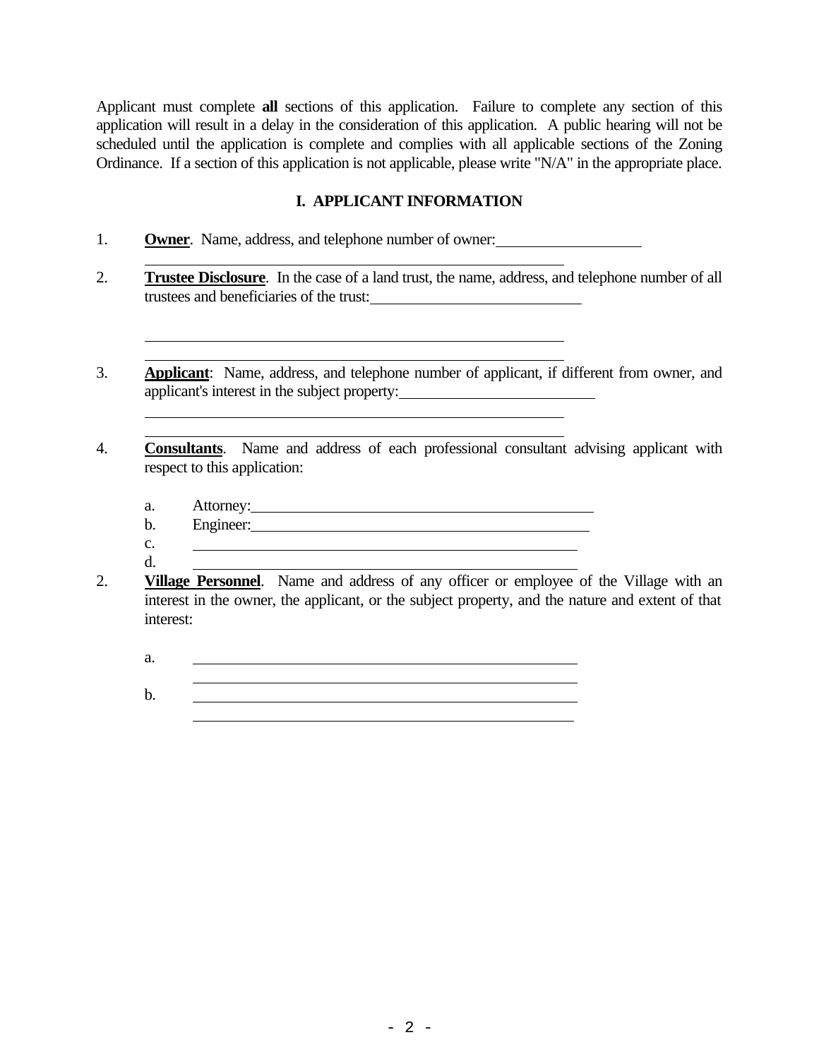Applicant must complete **all** sections of this application. Failure to complete any section of this application will result in a delay in the consideration of this application. A public hearing will not be scheduled until the application is complete and complies with all applicable sections of the Zoning Ordinance. If a section of this application is not applicable, please write "N/A" in the appropriate place.

## I. APPLICANT INFORMATION

1. **Owner**. Name, address, and telephone number of owner: ____________________

   ____________________________________________________________

2. **Trustee Disclosure**. In the case of a land trust, the name, address, and telephone number of all trustees and beneficiaries of the trust: ______________________________

   ____________________________________________________________

   ____________________________________________________________

3. **Applicant**: Name, address, and telephone number of applicant, if different from owner, and applicant's interest in the subject property: ____________________________

   ____________________________________________________________

   ____________________________________________________________

4. **Consultants**. Name and address of each professional consultant advising applicant with respect to this application:

   a. Attorney: ____________________________________________________

   b. Engineer: ____________________________________________________

   c. ____________________________________________________________

   d. ____________________________________________________________

2. **Village Personnel**. Name and address of any officer or employee of the Village with an interest in the owner, the applicant, or the subject property, and the nature and extent of that interest:

   a. ____________________________________________________________

   ____________________________________________________________

   b. ____________________________________________________________

   ____________________________________________________________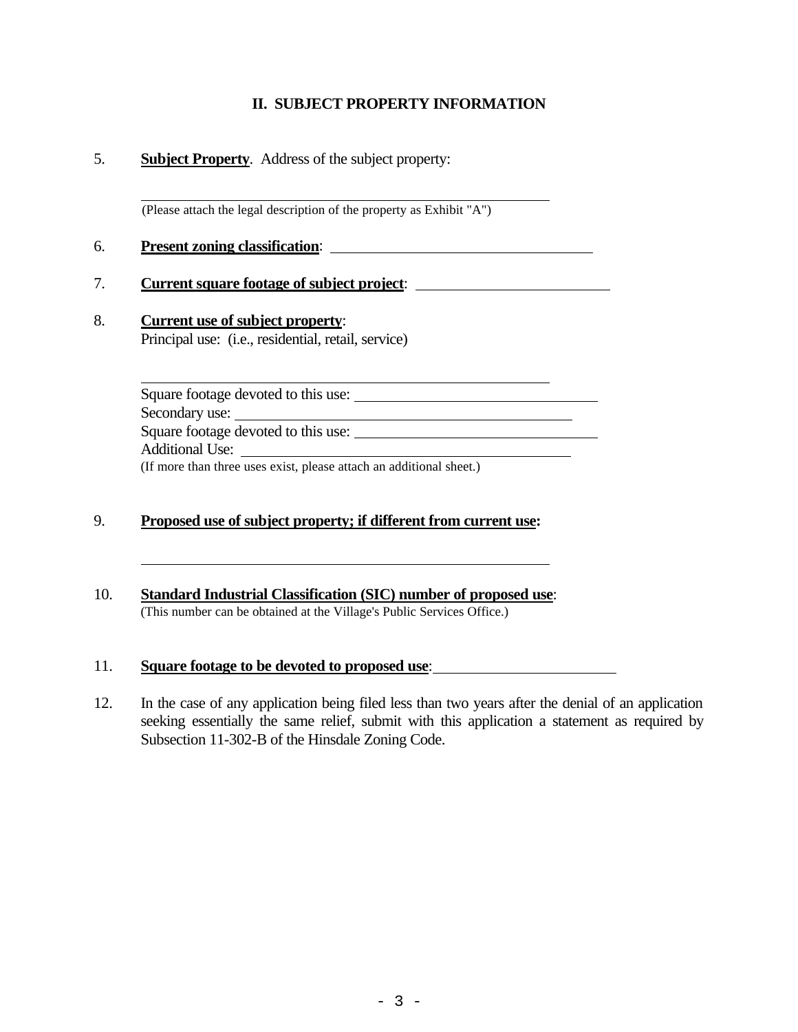## II. SUBJECT PROPERTY INFORMATION

5. **Subject Property**. Address of the subject property:

   \_\_\_\_\_\_\_\_\_\_\_\_\_\_\_\_\_\_\_\_\_\_\_\_\_\_\_\_\_\_\_\_\_\_\_\_\_\_\_\_\_\_\_\_\_\_\_\_\_\_\_\_\_\_
   
   (Please attach the legal description of the property as Exhibit "A")

6. **Present zoning classification**: \_\_\_\_\_\_\_\_\_\_\_\_\_\_\_\_\_\_\_\_\_\_\_\_\_\_\_\_\_\_\_\_\_\_

7. **Current square footage of subject project**: \_\_\_\_\_\_\_\_\_\_\_\_\_\_\_\_\_\_\_\_\_\_\_\_\_

8. **Current use of subject property**:
   Principal use: (i.e., residential, retail, service)

   \_\_\_\_\_\_\_\_\_\_\_\_\_\_\_\_\_\_\_\_\_\_\_\_\_\_\_\_\_\_\_\_\_\_\_\_\_\_\_\_\_\_\_\_\_\_\_\_\_\_\_\_\_\_

   Square footage devoted to this use: \_\_\_\_\_\_\_\_\_\_\_\_\_\_\_\_\_\_\_\_\_\_\_\_\_\_\_\_\_\_
   
   Secondary use: \_\_\_\_\_\_\_\_\_\_\_\_\_\_\_\_\_\_\_\_\_\_\_\_\_\_\_\_\_\_\_\_\_\_\_\_\_\_\_\_\_\_\_\_\_
   
   Square footage devoted to this use: \_\_\_\_\_\_\_\_\_\_\_\_\_\_\_\_\_\_\_\_\_\_\_\_\_\_\_\_\_\_
   
   Additional Use: \_\_\_\_\_\_\_\_\_\_\_\_\_\_\_\_\_\_\_\_\_\_\_\_\_\_\_\_\_\_\_\_\_\_\_\_\_\_\_\_\_\_\_\_
   
   (If more than three uses exist, please attach an additional sheet.)

9. **Proposed use of subject property; if different from current use:**

   \_\_\_\_\_\_\_\_\_\_\_\_\_\_\_\_\_\_\_\_\_\_\_\_\_\_\_\_\_\_\_\_\_\_\_\_\_\_\_\_\_\_\_\_\_\_\_\_\_\_\_\_\_\_

10. **Standard Industrial Classification (SIC) number of proposed use**:
    (This number can be obtained at the Village's Public Services Office.)

11. **Square footage to be devoted to proposed use**: \_\_\_\_\_\_\_\_\_\_\_\_\_\_\_\_\_\_\_\_\_\_\_

12. In the case of any application being filed less than two years after the denial of an application seeking essentially the same relief, submit with this application a statement as required by Subsection 11-302-B of the Hinsdale Zoning Code.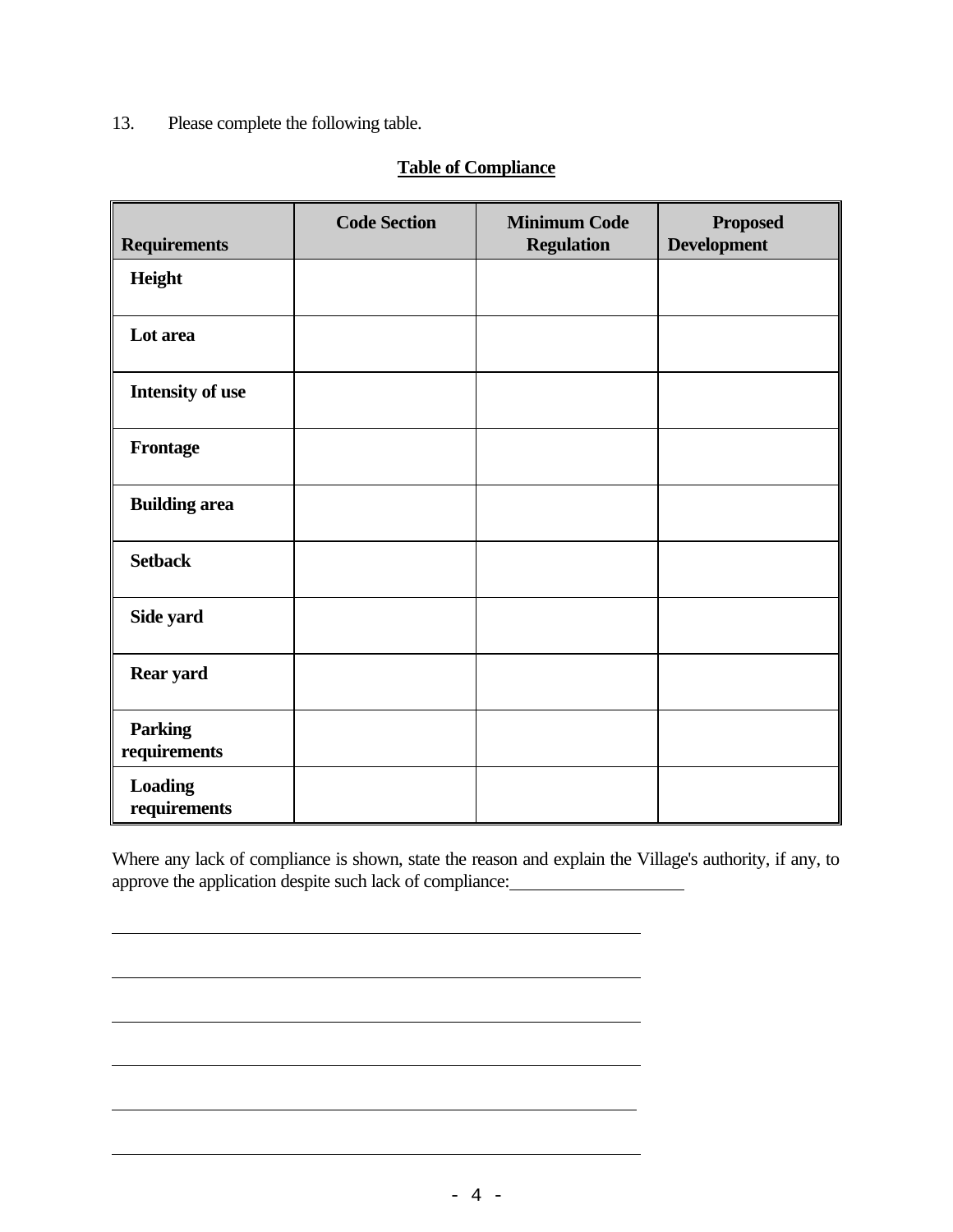13. Please complete the following table.

**Table of Compliance**

| Requirements | Code Section | Minimum Code Regulation | Proposed Development |
|---|---|---|---|
| **Height** | | | |
| **Lot area** | | | |
| **Intensity of use** | | | |
| **Frontage** | | | |
| **Building area** | | | |
| **Setback** | | | |
| **Side yard** | | | |
| **Rear yard** | | | |
| **Parking requirements** | | | |
| **Loading requirements** | | | |

Where any lack of compliance is shown, state the reason and explain the Village's authority, if any, to approve the application despite such lack of compliance:____________________

________________________________________________________________

________________________________________________________________

________________________________________________________________

________________________________________________________________

________________________________________________________________

________________________________________________________________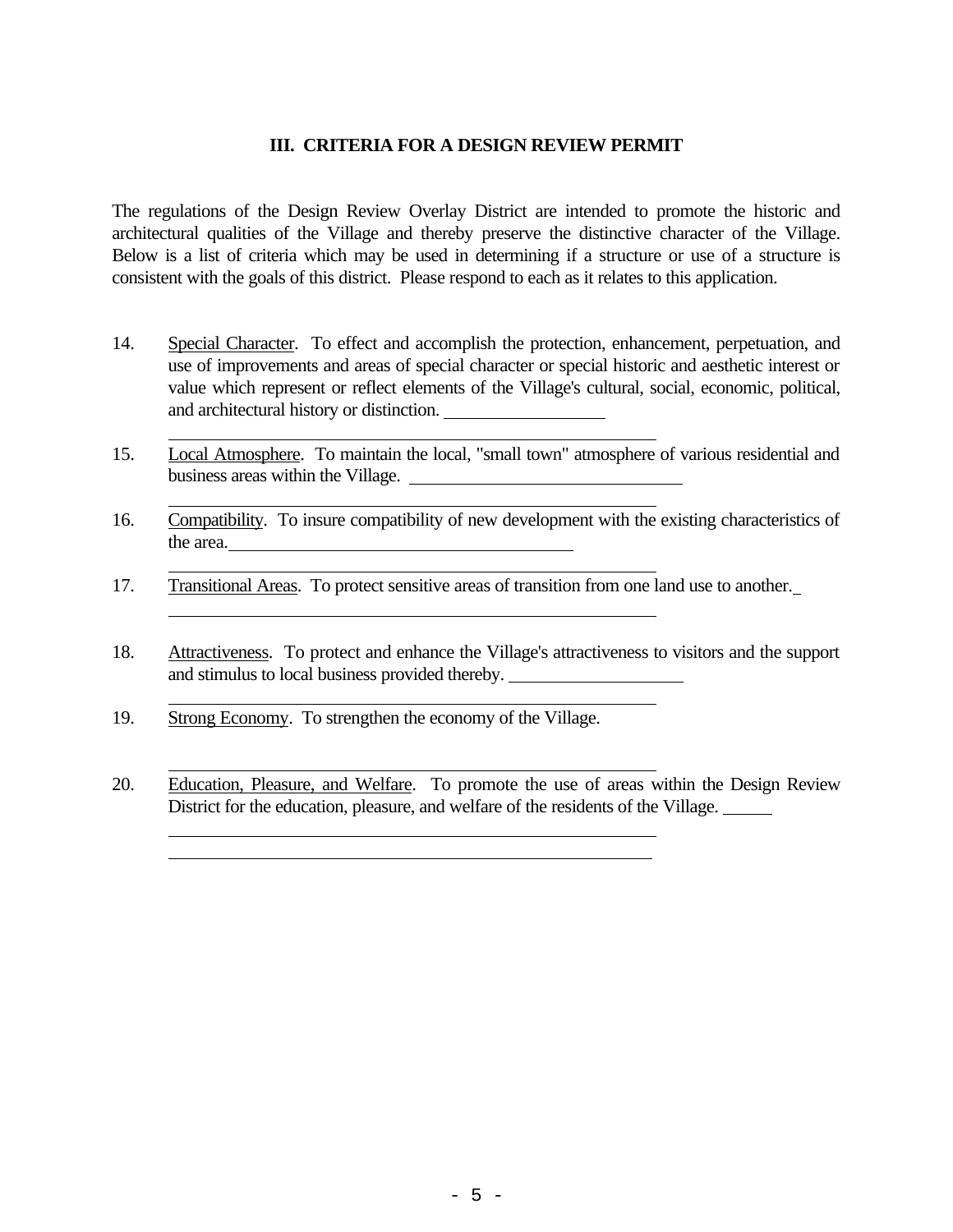### III. CRITERIA FOR A DESIGN REVIEW PERMIT

The regulations of the Design Review Overlay District are intended to promote the historic and architectural qualities of the Village and thereby preserve the distinctive character of the Village. Below is a list of criteria which may be used in determining if a structure or use of a structure is consistent with the goals of this district. Please respond to each as it relates to this application.

14. Special Character. To effect and accomplish the protection, enhancement, perpetuation, and use of improvements and areas of special character or special historic and aesthetic interest or value which represent or reflect elements of the Village's cultural, social, economic, political, and architectural history or distinction. ____________________

    ____________________________________________________________

15. Local Atmosphere. To maintain the local, "small town" atmosphere of various residential and business areas within the Village. ____________________

    ____________________________________________________________

16. Compatibility. To insure compatibility of new development with the existing characteristics of the area. ____________________

    ____________________________________________________________

17. Transitional Areas. To protect sensitive areas of transition from one land use to another. ____

    ____________________________________________________________

18. Attractiveness. To protect and enhance the Village's attractiveness to visitors and the support and stimulus to local business provided thereby. ____________________

    ____________________________________________________________

19. Strong Economy. To strengthen the economy of the Village.

    ____________________________________________________________

20. Education, Pleasure, and Welfare. To promote the use of areas within the Design Review District for the education, pleasure, and welfare of the residents of the Village. ______

    ____________________________________________________________

    ____________________________________________________________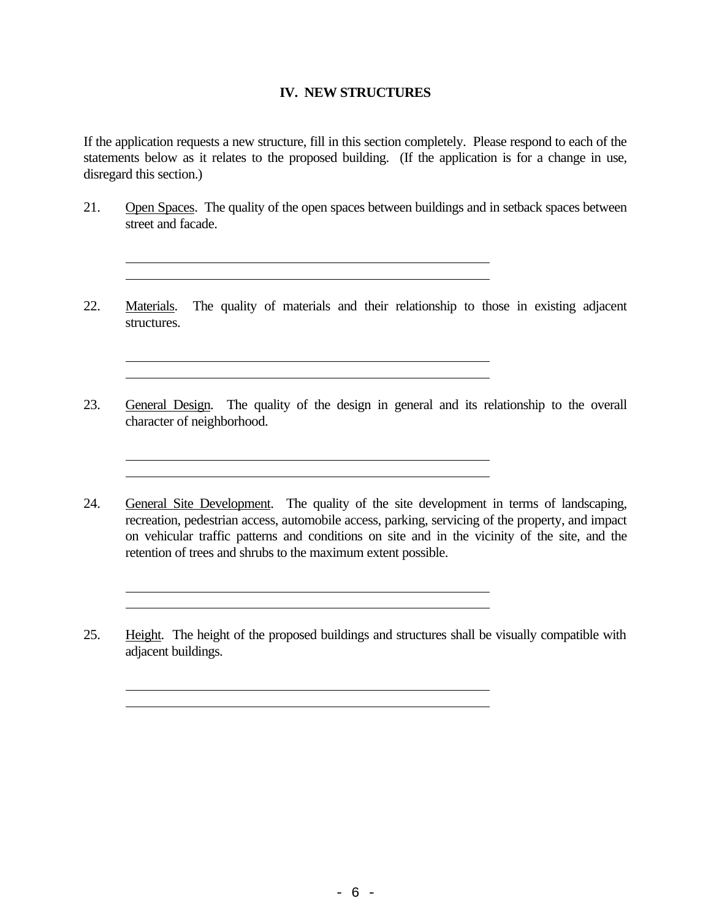## IV. NEW STRUCTURES

If the application requests a new structure, fill in this section completely. Please respond to each of the statements below as it relates to the proposed building. (If the application is for a change in use, disregard this section.)

21. Open Spaces. The quality of the open spaces between buildings and in setback spaces between street and facade.

    \_\_\_\_\_\_\_\_\_\_\_\_\_\_\_\_\_\_\_\_\_\_\_\_\_\_\_\_\_\_\_\_\_\_\_\_\_\_\_\_\_\_\_\_\_\_\_\_

    \_\_\_\_\_\_\_\_\_\_\_\_\_\_\_\_\_\_\_\_\_\_\_\_\_\_\_\_\_\_\_\_\_\_\_\_\_\_\_\_\_\_\_\_\_\_\_\_

22. Materials. The quality of materials and their relationship to those in existing adjacent structures.

    \_\_\_\_\_\_\_\_\_\_\_\_\_\_\_\_\_\_\_\_\_\_\_\_\_\_\_\_\_\_\_\_\_\_\_\_\_\_\_\_\_\_\_\_\_\_\_\_

    \_\_\_\_\_\_\_\_\_\_\_\_\_\_\_\_\_\_\_\_\_\_\_\_\_\_\_\_\_\_\_\_\_\_\_\_\_\_\_\_\_\_\_\_\_\_\_\_

23. General Design. The quality of the design in general and its relationship to the overall character of neighborhood.

    \_\_\_\_\_\_\_\_\_\_\_\_\_\_\_\_\_\_\_\_\_\_\_\_\_\_\_\_\_\_\_\_\_\_\_\_\_\_\_\_\_\_\_\_\_\_\_\_

    \_\_\_\_\_\_\_\_\_\_\_\_\_\_\_\_\_\_\_\_\_\_\_\_\_\_\_\_\_\_\_\_\_\_\_\_\_\_\_\_\_\_\_\_\_\_\_\_

24. General Site Development. The quality of the site development in terms of landscaping, recreation, pedestrian access, automobile access, parking, servicing of the property, and impact on vehicular traffic patterns and conditions on site and in the vicinity of the site, and the retention of trees and shrubs to the maximum extent possible.

    \_\_\_\_\_\_\_\_\_\_\_\_\_\_\_\_\_\_\_\_\_\_\_\_\_\_\_\_\_\_\_\_\_\_\_\_\_\_\_\_\_\_\_\_\_\_\_\_

    \_\_\_\_\_\_\_\_\_\_\_\_\_\_\_\_\_\_\_\_\_\_\_\_\_\_\_\_\_\_\_\_\_\_\_\_\_\_\_\_\_\_\_\_\_\_\_\_

25. Height. The height of the proposed buildings and structures shall be visually compatible with adjacent buildings.

    \_\_\_\_\_\_\_\_\_\_\_\_\_\_\_\_\_\_\_\_\_\_\_\_\_\_\_\_\_\_\_\_\_\_\_\_\_\_\_\_\_\_\_\_\_\_\_\_

    \_\_\_\_\_\_\_\_\_\_\_\_\_\_\_\_\_\_\_\_\_\_\_\_\_\_\_\_\_\_\_\_\_\_\_\_\_\_\_\_\_\_\_\_\_\_\_\_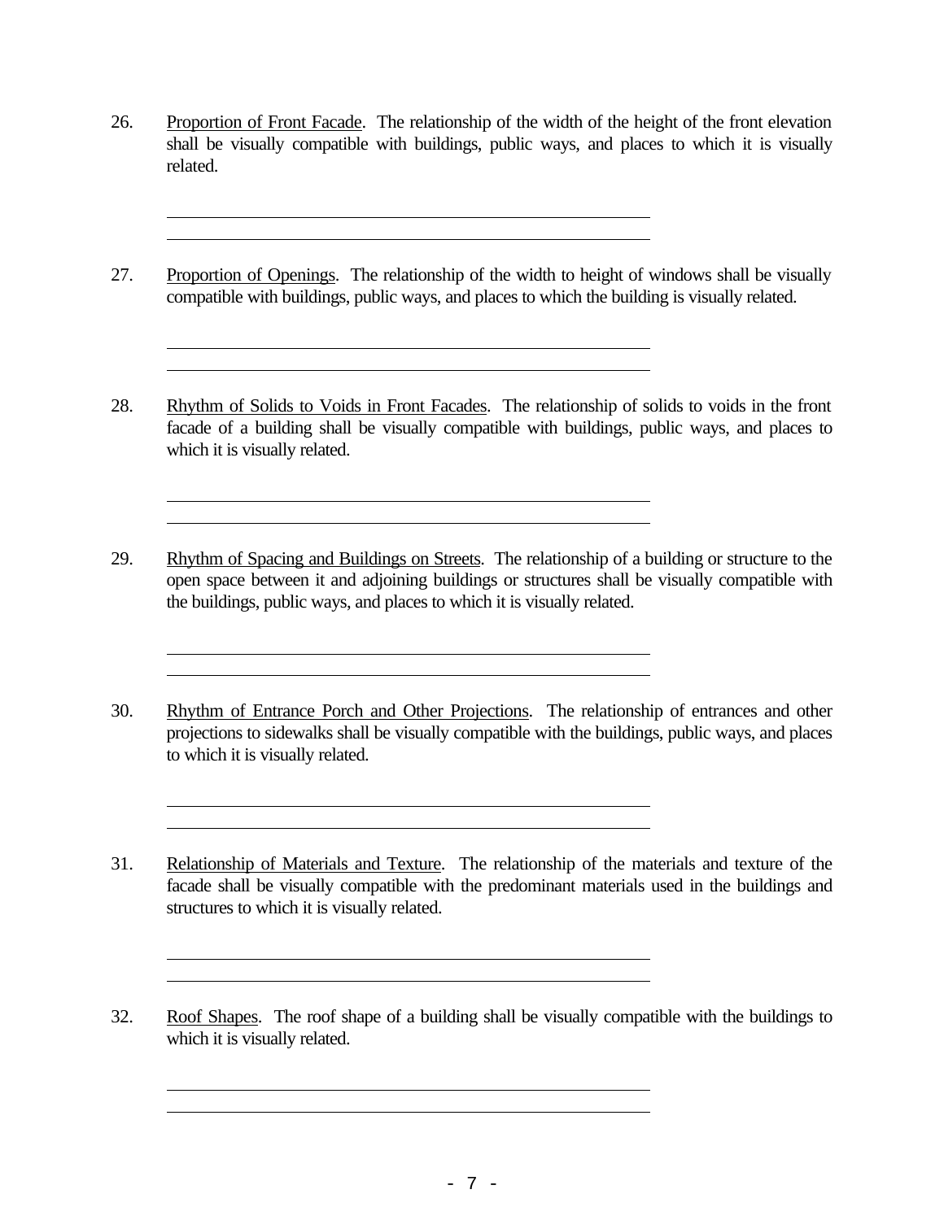26. Proportion of Front Facade. The relationship of the width of the height of the front elevation shall be visually compatible with buildings, public ways, and places to which it is visually related.

\_\_\_\_\_\_\_\_\_\_\_\_\_\_\_\_\_\_\_\_\_\_\_\_\_\_\_\_\_\_\_\_\_\_\_\_\_\_\_\_\_\_\_\_\_\_\_\_\_\_\_\_\_\_\_\_

\_\_\_\_\_\_\_\_\_\_\_\_\_\_\_\_\_\_\_\_\_\_\_\_\_\_\_\_\_\_\_\_\_\_\_\_\_\_\_\_\_\_\_\_\_\_\_\_\_\_\_\_\_\_\_\_

27. Proportion of Openings. The relationship of the width to height of windows shall be visually compatible with buildings, public ways, and places to which the building is visually related.

\_\_\_\_\_\_\_\_\_\_\_\_\_\_\_\_\_\_\_\_\_\_\_\_\_\_\_\_\_\_\_\_\_\_\_\_\_\_\_\_\_\_\_\_\_\_\_\_\_\_\_\_\_\_\_\_

\_\_\_\_\_\_\_\_\_\_\_\_\_\_\_\_\_\_\_\_\_\_\_\_\_\_\_\_\_\_\_\_\_\_\_\_\_\_\_\_\_\_\_\_\_\_\_\_\_\_\_\_\_\_\_\_

28. Rhythm of Solids to Voids in Front Facades. The relationship of solids to voids in the front facade of a building shall be visually compatible with buildings, public ways, and places to which it is visually related.

\_\_\_\_\_\_\_\_\_\_\_\_\_\_\_\_\_\_\_\_\_\_\_\_\_\_\_\_\_\_\_\_\_\_\_\_\_\_\_\_\_\_\_\_\_\_\_\_\_\_\_\_\_\_\_\_

\_\_\_\_\_\_\_\_\_\_\_\_\_\_\_\_\_\_\_\_\_\_\_\_\_\_\_\_\_\_\_\_\_\_\_\_\_\_\_\_\_\_\_\_\_\_\_\_\_\_\_\_\_\_\_\_

29. Rhythm of Spacing and Buildings on Streets. The relationship of a building or structure to the open space between it and adjoining buildings or structures shall be visually compatible with the buildings, public ways, and places to which it is visually related.

\_\_\_\_\_\_\_\_\_\_\_\_\_\_\_\_\_\_\_\_\_\_\_\_\_\_\_\_\_\_\_\_\_\_\_\_\_\_\_\_\_\_\_\_\_\_\_\_\_\_\_\_\_\_\_\_

\_\_\_\_\_\_\_\_\_\_\_\_\_\_\_\_\_\_\_\_\_\_\_\_\_\_\_\_\_\_\_\_\_\_\_\_\_\_\_\_\_\_\_\_\_\_\_\_\_\_\_\_\_\_\_\_

30. Rhythm of Entrance Porch and Other Projections. The relationship of entrances and other projections to sidewalks shall be visually compatible with the buildings, public ways, and places to which it is visually related.

\_\_\_\_\_\_\_\_\_\_\_\_\_\_\_\_\_\_\_\_\_\_\_\_\_\_\_\_\_\_\_\_\_\_\_\_\_\_\_\_\_\_\_\_\_\_\_\_\_\_\_\_\_\_\_\_

\_\_\_\_\_\_\_\_\_\_\_\_\_\_\_\_\_\_\_\_\_\_\_\_\_\_\_\_\_\_\_\_\_\_\_\_\_\_\_\_\_\_\_\_\_\_\_\_\_\_\_\_\_\_\_\_

31. Relationship of Materials and Texture. The relationship of the materials and texture of the facade shall be visually compatible with the predominant materials used in the buildings and structures to which it is visually related.

\_\_\_\_\_\_\_\_\_\_\_\_\_\_\_\_\_\_\_\_\_\_\_\_\_\_\_\_\_\_\_\_\_\_\_\_\_\_\_\_\_\_\_\_\_\_\_\_\_\_\_\_\_\_\_\_

\_\_\_\_\_\_\_\_\_\_\_\_\_\_\_\_\_\_\_\_\_\_\_\_\_\_\_\_\_\_\_\_\_\_\_\_\_\_\_\_\_\_\_\_\_\_\_\_\_\_\_\_\_\_\_\_

32. Roof Shapes. The roof shape of a building shall be visually compatible with the buildings to which it is visually related.

\_\_\_\_\_\_\_\_\_\_\_\_\_\_\_\_\_\_\_\_\_\_\_\_\_\_\_\_\_\_\_\_\_\_\_\_\_\_\_\_\_\_\_\_\_\_\_\_\_\_\_\_\_\_\_\_

\_\_\_\_\_\_\_\_\_\_\_\_\_\_\_\_\_\_\_\_\_\_\_\_\_\_\_\_\_\_\_\_\_\_\_\_\_\_\_\_\_\_\_\_\_\_\_\_\_\_\_\_\_\_\_\_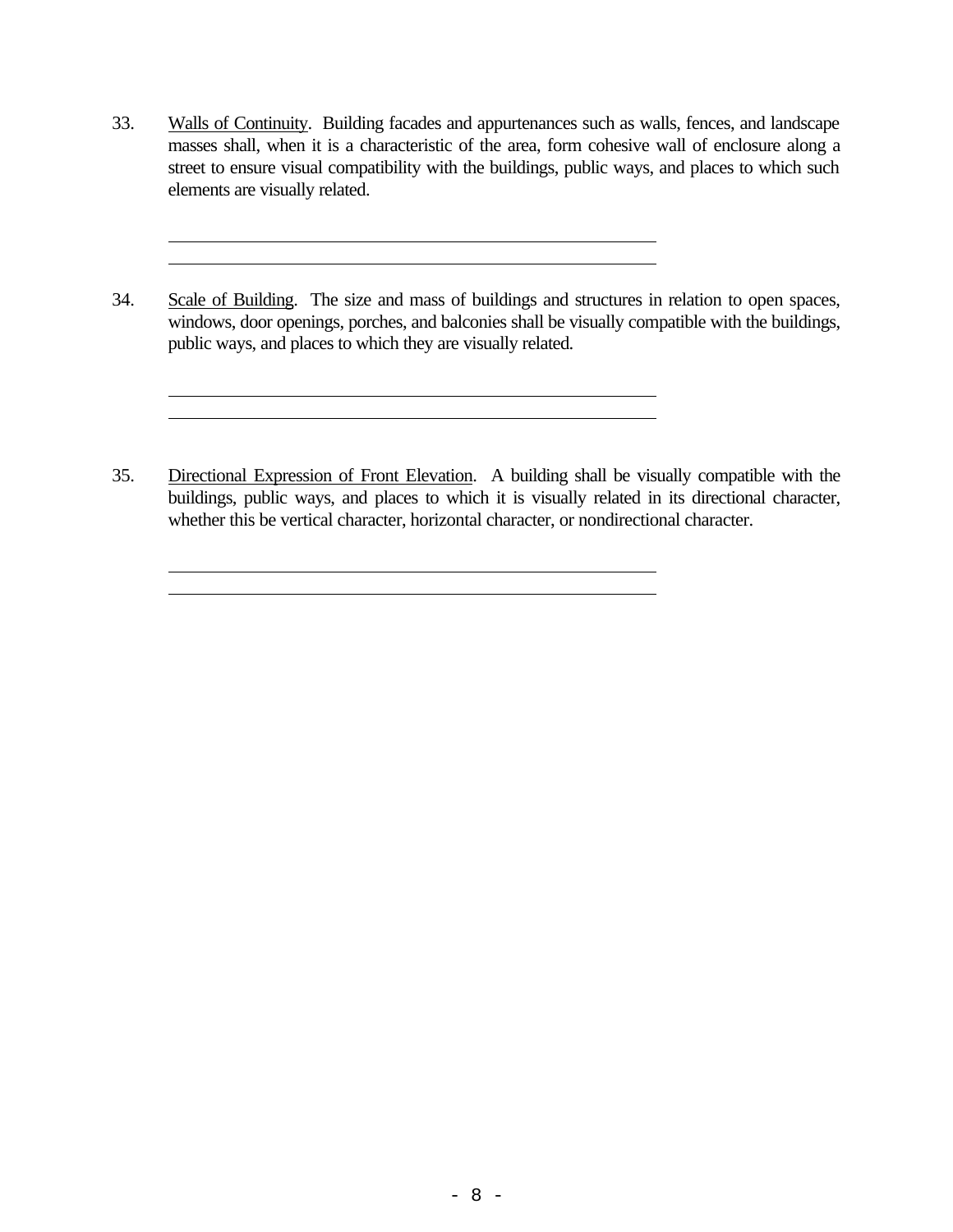33. <u>Walls of Continuity</u>. Building facades and appurtenances such as walls, fences, and landscape masses shall, when it is a characteristic of the area, form cohesive wall of enclosure along a street to ensure visual compatibility with the buildings, public ways, and places to which such elements are visually related.

\_\_\_\_\_\_\_\_\_\_\_\_\_\_\_\_\_\_\_\_\_\_\_\_\_\_\_\_\_\_\_\_\_\_\_\_\_\_\_\_\_\_\_\_\_\_\_\_\_\_\_\_\_\_

\_\_\_\_\_\_\_\_\_\_\_\_\_\_\_\_\_\_\_\_\_\_\_\_\_\_\_\_\_\_\_\_\_\_\_\_\_\_\_\_\_\_\_\_\_\_\_\_\_\_\_\_\_\_

34. <u>Scale of Building</u>. The size and mass of buildings and structures in relation to open spaces, windows, door openings, porches, and balconies shall be visually compatible with the buildings, public ways, and places to which they are visually related.

\_\_\_\_\_\_\_\_\_\_\_\_\_\_\_\_\_\_\_\_\_\_\_\_\_\_\_\_\_\_\_\_\_\_\_\_\_\_\_\_\_\_\_\_\_\_\_\_\_\_\_\_\_\_

\_\_\_\_\_\_\_\_\_\_\_\_\_\_\_\_\_\_\_\_\_\_\_\_\_\_\_\_\_\_\_\_\_\_\_\_\_\_\_\_\_\_\_\_\_\_\_\_\_\_\_\_\_\_

35. <u>Directional Expression of Front Elevation</u>. A building shall be visually compatible with the buildings, public ways, and places to which it is visually related in its directional character, whether this be vertical character, horizontal character, or nondirectional character.

\_\_\_\_\_\_\_\_\_\_\_\_\_\_\_\_\_\_\_\_\_\_\_\_\_\_\_\_\_\_\_\_\_\_\_\_\_\_\_\_\_\_\_\_\_\_\_\_\_\_\_\_\_\_

\_\_\_\_\_\_\_\_\_\_\_\_\_\_\_\_\_\_\_\_\_\_\_\_\_\_\_\_\_\_\_\_\_\_\_\_\_\_\_\_\_\_\_\_\_\_\_\_\_\_\_\_\_\_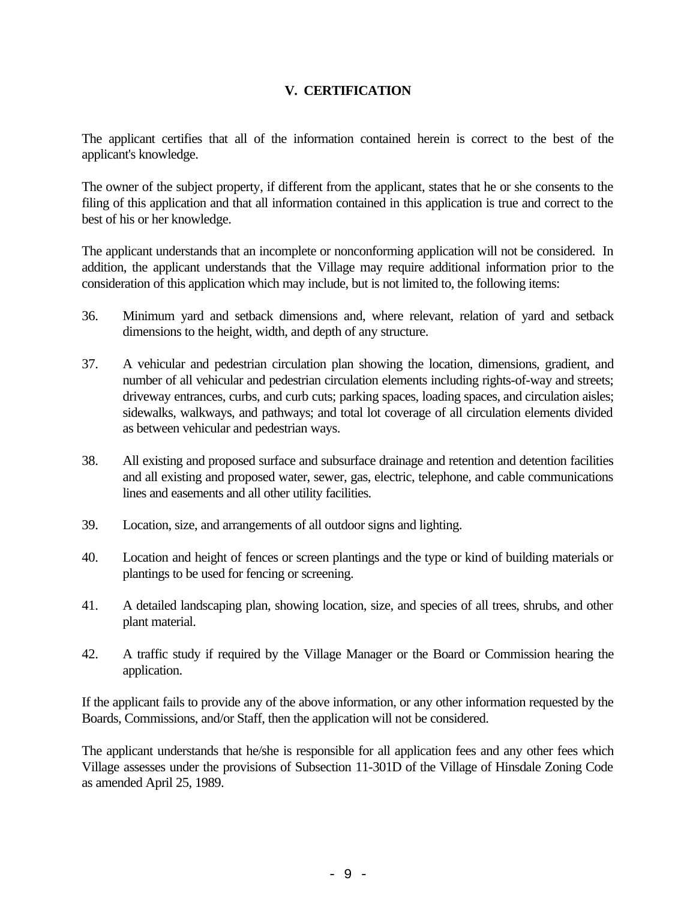## V. CERTIFICATION

The applicant certifies that all of the information contained herein is correct to the best of the applicant's knowledge.

The owner of the subject property, if different from the applicant, states that he or she consents to the filing of this application and that all information contained in this application is true and correct to the best of his or her knowledge.

The applicant understands that an incomplete or nonconforming application will not be considered. In addition, the applicant understands that the Village may require additional information prior to the consideration of this application which may include, but is not limited to, the following items:

36. Minimum yard and setback dimensions and, where relevant, relation of yard and setback dimensions to the height, width, and depth of any structure.

37. A vehicular and pedestrian circulation plan showing the location, dimensions, gradient, and number of all vehicular and pedestrian circulation elements including rights-of-way and streets; driveway entrances, curbs, and curb cuts; parking spaces, loading spaces, and circulation aisles; sidewalks, walkways, and pathways; and total lot coverage of all circulation elements divided as between vehicular and pedestrian ways.

38. All existing and proposed surface and subsurface drainage and retention and detention facilities and all existing and proposed water, sewer, gas, electric, telephone, and cable communications lines and easements and all other utility facilities.

39. Location, size, and arrangements of all outdoor signs and lighting.

40. Location and height of fences or screen plantings and the type or kind of building materials or plantings to be used for fencing or screening.

41. A detailed landscaping plan, showing location, size, and species of all trees, shrubs, and other plant material.

42. A traffic study if required by the Village Manager or the Board or Commission hearing the application.

If the applicant fails to provide any of the above information, or any other information requested by the Boards, Commissions, and/or Staff, then the application will not be considered.

The applicant understands that he/she is responsible for all application fees and any other fees which Village assesses under the provisions of Subsection 11-301D of the Village of Hinsdale Zoning Code as amended April 25, 1989.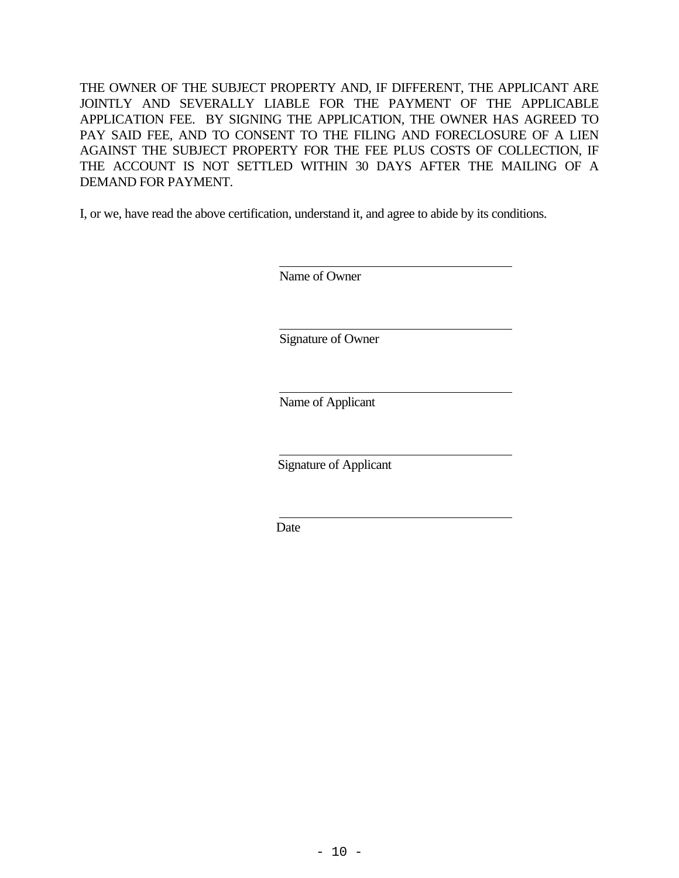THE OWNER OF THE SUBJECT PROPERTY AND, IF DIFFERENT, THE APPLICANT ARE JOINTLY AND SEVERALLY LIABLE FOR THE PAYMENT OF THE APPLICABLE APPLICATION FEE. BY SIGNING THE APPLICATION, THE OWNER HAS AGREED TO PAY SAID FEE, AND TO CONSENT TO THE FILING AND FORECLOSURE OF A LIEN AGAINST THE SUBJECT PROPERTY FOR THE FEE PLUS COSTS OF COLLECTION, IF THE ACCOUNT IS NOT SETTLED WITHIN 30 DAYS AFTER THE MAILING OF A DEMAND FOR PAYMENT.

I, or we, have read the above certification, understand it, and agree to abide by its conditions.

\_\_\_\_\_\_\_\_\_\_\_\_\_\_\_\_\_\_\_\_\_\_\_\_\_\_\_\_\_\_\_\_\_\_\_\_
Name of Owner

\_\_\_\_\_\_\_\_\_\_\_\_\_\_\_\_\_\_\_\_\_\_\_\_\_\_\_\_\_\_\_\_\_\_\_\_
Signature of Owner

\_\_\_\_\_\_\_\_\_\_\_\_\_\_\_\_\_\_\_\_\_\_\_\_\_\_\_\_\_\_\_\_\_\_\_\_
Name of Applicant

\_\_\_\_\_\_\_\_\_\_\_\_\_\_\_\_\_\_\_\_\_\_\_\_\_\_\_\_\_\_\_\_\_\_\_\_
Signature of Applicant

\_\_\_\_\_\_\_\_\_\_\_\_\_\_\_\_\_\_\_\_\_\_\_\_\_\_\_\_\_\_\_\_\_\_\_\_
Date